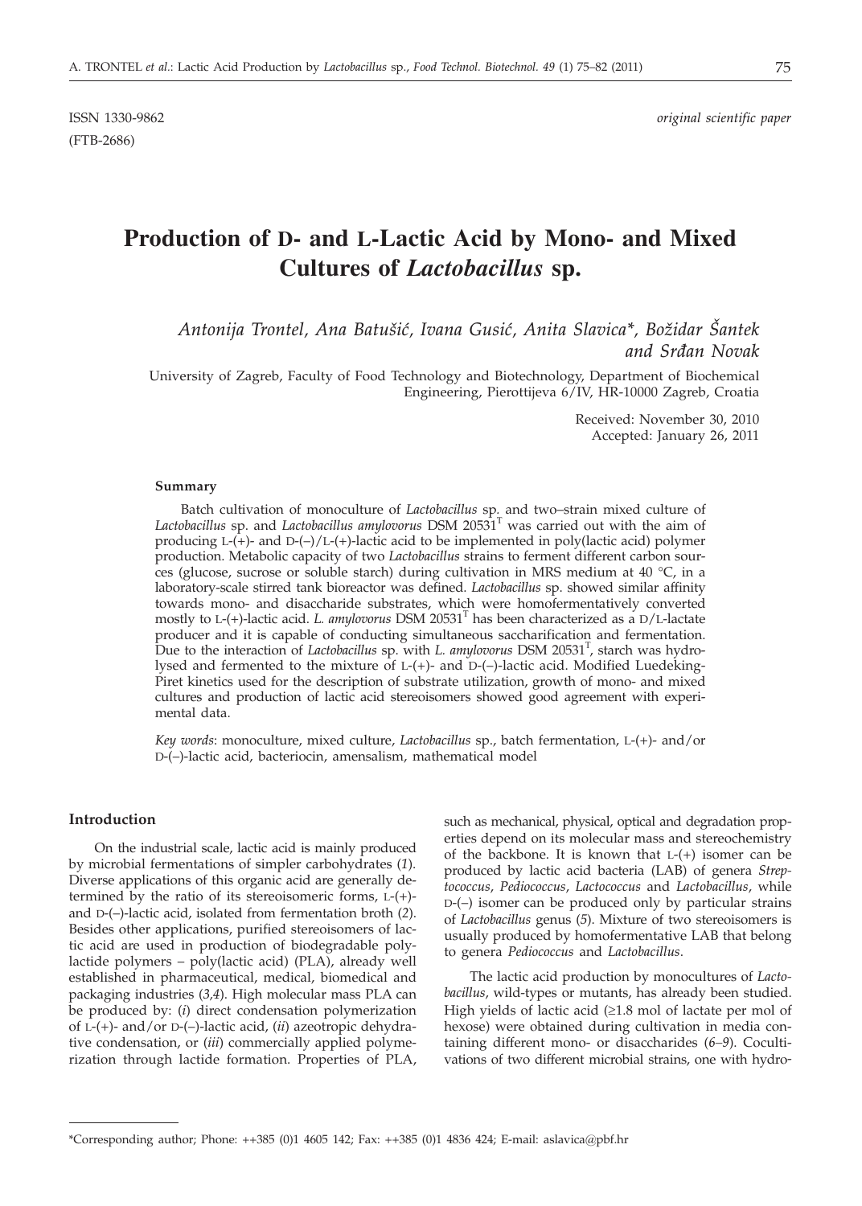ISSN 1330-9862 *original scientific paper*

(FTB-2686)

# Production of D- and L-Lactic Acid by Mono- and Mixed Cultures of *Lactobacillus* sp.

*Antonija Trontel, Ana Batušić, Ivana Gusić, Anita Slavica\*, Božidar Šantek and Srđan Novak*

University of Zagreb, Faculty of Food Technology and Biotechnology, Department of Biochemical Engineering, Pierottijeva 6/IV, HR-10000 Zagreb, Croatia

Received: November 30, 2010
Accepted: January 26, 2011

### Summary

Batch cultivation of monoculture of *Lactobacillus* sp. and two–strain mixed culture of *Lactobacillus* sp. and *Lactobacillus amylovorus* DSM 20531[T] was carried out with the aim of producing L-(+)- and D-(–)/L-(+)-lactic acid to be implemented in poly(lactic acid) polymer production. Metabolic capacity of two *Lactobacillus* strains to ferment different carbon sources (glucose, sucrose or soluble starch) during cultivation in MRS medium at 40 °C, in a laboratory-scale stirred tank bioreactor was defined. *Lactobacillus* sp. showed similar affinity towards mono- and disaccharide substrates, which were homofermentatively converted mostly to L-(+)-lactic acid. *L. amylovorus* DSM 20531[T] has been characterized as a D/L-lactate producer and it is capable of conducting simultaneous saccharification and fermentation. Due to the interaction of *Lactobacillus* sp. with *L. amylovorus* DSM 20531[T], starch was hydrolysed and fermented to the mixture of L-(+)- and D-(–)-lactic acid. Modified Luedeking-Piret kinetics used for the description of substrate utilization, growth of mono- and mixed cultures and production of lactic acid stereoisomers showed good agreement with experimental data.

*Key words*: monoculture, mixed culture, *Lactobacillus* sp., batch fermentation, L-(+)- and/or D-(–)-lactic acid, bacteriocin, amensalism, mathematical model

## Introduction

On the industrial scale, lactic acid is mainly produced by microbial fermentations of simpler carbohydrates (*1*). Diverse applications of this organic acid are generally determined by the ratio of its stereoisomeric forms, L-(+)- and D-(–)-lactic acid, isolated from fermentation broth (*2*). Besides other applications, purified stereoisomers of lactic acid are used in production of biodegradable polylactide polymers – poly(lactic acid) (PLA), already well established in pharmaceutical, medical, biomedical and packaging industries (*3,4*). High molecular mass PLA can be produced by: (*i*) direct condensation polymerization of L-(+)- and/or D-(–)-lactic acid, (*ii*) azeotropic dehydrative condensation, or (*iii*) commercially applied polymerization through lactide formation. Properties of PLA, such as mechanical, physical, optical and degradation properties depend on its molecular mass and stereochemistry of the backbone. It is known that L-(+) isomer can be produced by lactic acid bacteria (LAB) of genera *Streptococcus*, *Pediococcus*, *Lactococcus* and *Lactobacillus*, while D-(–) isomer can be produced only by particular strains of *Lactobacillus* genus (*5*). Mixture of two stereoisomers is usually produced by homofermentative LAB that belong to genera *Pediococcus* and *Lactobacillus*.

The lactic acid production by monocultures of *Lactobacillus*, wild-types or mutants, has already been studied. High yields of lactic acid (≥1.8 mol of lactate per mol of hexose) were obtained during cultivation in media containing different mono- or disaccharides (*6–9*). Cocultivations of two different microbial strains, one with hydro-

\*Corresponding author; Phone: ++385 (0)1 4605 142; Fax: ++385 (0)1 4836 424; E-mail: aslavica@pbf.hr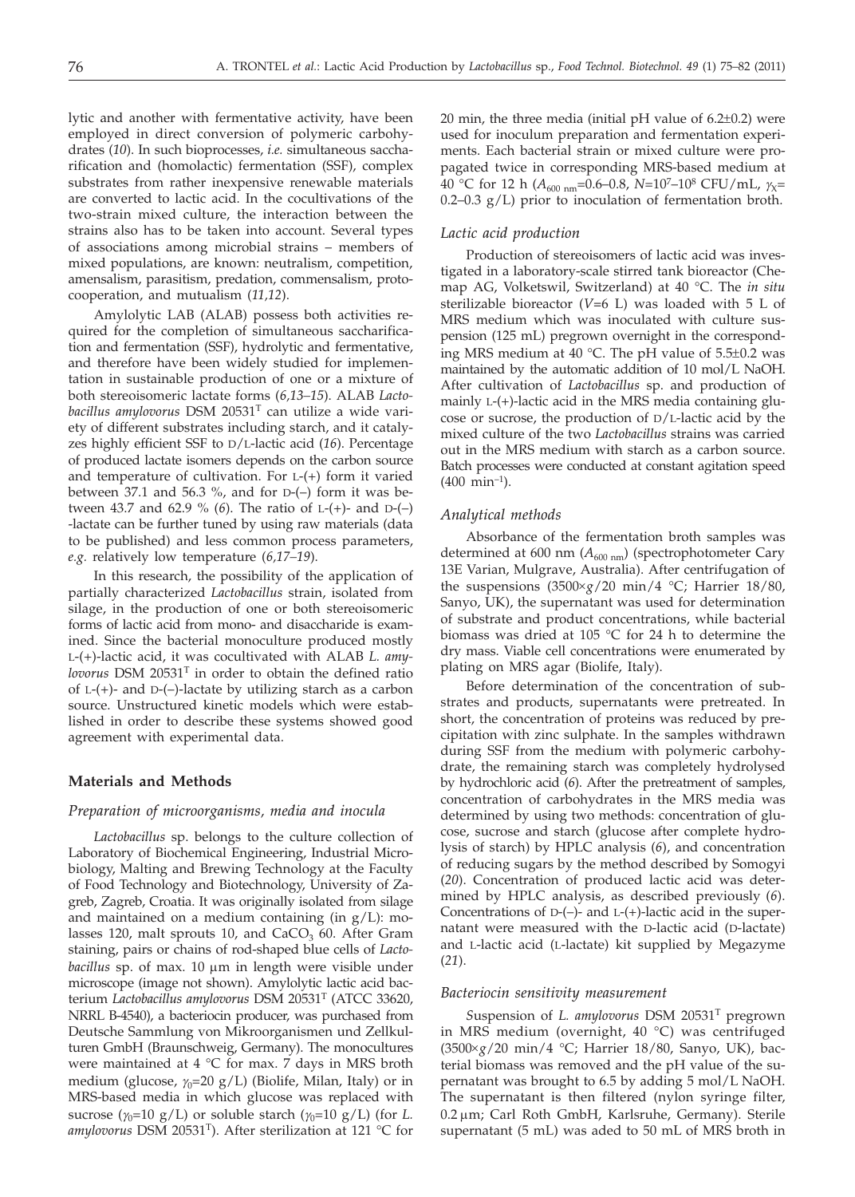lytic and another with fermentative activity, have been employed in direct conversion of polymeric carbohydrates (*10*). In such bioprocesses, *i.e.* simultaneous saccharification and (homolactic) fermentation (SSF), complex substrates from rather inexpensive renewable materials are converted to lactic acid. In the cocultivations of the two-strain mixed culture, the interaction between the strains also has to be taken into account. Several types of associations among microbial strains – members of mixed populations, are known: neutralism, competition, amensalism, parasitism, predation, commensalism, protocooperation, and mutualism (*11,12*).

Amylolytic LAB (ALAB) possess both activities required for the completion of simultaneous saccharification and fermentation (SSF), hydrolytic and fermentative, and therefore have been widely studied for implementation in sustainable production of one or a mixture of both stereoisomeric lactate forms (*6,13–15*). ALAB *Lactobacillus amylovorus* DSM 20531[T] can utilize a wide variety of different substrates including starch, and it catalyzes highly efficient SSF to D/L-lactic acid (*16*). Percentage of produced lactate isomers depends on the carbon source and temperature of cultivation. For L-(+) form it varied between 37.1 and 56.3 %, and for D-(–) form it was between 43.7 and 62.9 % (*6*). The ratio of L-(+)- and D-(–)-lactate can be further tuned by using raw materials (data to be published) and less common process parameters, *e.g.* relatively low temperature (*6,17–19*).

In this research, the possibility of the application of partially characterized *Lactobacillus* strain, isolated from silage, in the production of one or both stereoisomeric forms of lactic acid from mono- and disaccharide is examined. Since the bacterial monoculture produced mostly L-(+)-lactic acid, it was cocultivated with ALAB *L. amylovorus* DSM 20531[T] in order to obtain the defined ratio of L-(+)- and D-(–)-lactate by utilizing starch as a carbon source. Unstructured kinetic models which were established in order to describe these systems showed good agreement with experimental data.

## Materials and Methods

### Preparation of microorganisms, media and inocula

*Lactobacillus* sp. belongs to the culture collection of Laboratory of Biochemical Engineering, Industrial Microbiology, Malting and Brewing Technology at the Faculty of Food Technology and Biotechnology, University of Zagreb, Zagreb, Croatia. It was originally isolated from silage and maintained on a medium containing (in g/L): molasses 120, malt sprouts 10, and $CaCO_3$ 60. After Gram staining, pairs or chains of rod-shaped blue cells of *Lactobacillus* sp. of max. 10 µm in length were visible under microscope (image not shown). Amylolytic lactic acid bacterium *Lactobacillus amylovorus* DSM 20531[T] (ATCC 33620, NRRL B-4540), a bacteriocin producer, was purchased from Deutsche Sammlung von Mikroorganismen und Zellkulturen GmbH (Braunschweig, Germany). The monocultures were maintained at 4 °C for max. 7 days in MRS broth medium (glucose, $\gamma_0$=20 g/L) (Biolife, Milan, Italy) or in MRS-based media in which glucose was replaced with sucrose ($\gamma_0$=10 g/L) or soluble starch ($\gamma_0$=10 g/L) (for *L. amylovorus* DSM 20531[T]). After sterilization at 121 °C for 20 min, the three media (initial pH value of 6.2±0.2) were used for inoculum preparation and fermentation experiments. Each bacterial strain or mixed culture were propagated twice in corresponding MRS-based medium at 40 °C for 12 h ($A_{600\ nm}$=0.6–0.8, $N$=$10^7$–$10^8$ CFU/mL, $\gamma_X$=0.2–0.3 g/L) prior to inoculation of fermentation broth.

### Lactic acid production

Production of stereoisomers of lactic acid was investigated in a laboratory-scale stirred tank bioreactor (Chemap AG, Volketswil, Switzerland) at 40 °C. The *in situ* sterilizable bioreactor ($V$=6 L) was loaded with 5 L of MRS medium which was inoculated with culture suspension (125 mL) pregrown overnight in the corresponding MRS medium at 40 °C. The pH value of 5.5±0.2 was maintained by the automatic addition of 10 mol/L NaOH. After cultivation of *Lactobacillus* sp. and production of mainly L-(+)-lactic acid in the MRS media containing glucose or sucrose, the production of D/L-lactic acid by the mixed culture of the two *Lactobacillus* strains was carried out in the MRS medium with starch as a carbon source. Batch processes were conducted at constant agitation speed (400 $min^{-1}$).

### Analytical methods

Absorbance of the fermentation broth samples was determined at 600 nm ($A_{600\ nm}$) (spectrophotometer Cary 13E Varian, Mulgrave, Australia). After centrifugation of the suspensions (3500×*g*/20 min/4 °C; Harrier 18/80, Sanyo, UK), the supernatant was used for determination of substrate and product concentrations, while bacterial biomass was dried at 105 °C for 24 h to determine the dry mass. Viable cell concentrations were enumerated by plating on MRS agar (Biolife, Italy).

Before determination of the concentration of substrates and products, supernatants were pretreated. In short, the concentration of proteins was reduced by precipitation with zinc sulphate. In the samples withdrawn during SSF from the medium with polymeric carbohydrate, the remaining starch was completely hydrolysed by hydrochloric acid (*6*). After the pretreatment of samples, concentration of carbohydrates in the MRS media was determined by using two methods: concentration of glucose, sucrose and starch (glucose after complete hydrolysis of starch) by HPLC analysis (*6*), and concentration of reducing sugars by the method described by Somogyi (*20*). Concentration of produced lactic acid was determined by HPLC analysis, as described previously (*6*). Concentrations of D-(–)- and L-(+)-lactic acid in the supernatant were measured with the D-lactic acid (D-lactate) and L-lactic acid (L-lactate) kit supplied by Megazyme (*21*).

### Bacteriocin sensitivity measurement

Suspension of *L. amylovorus* DSM 20531[T] pregrown in MRS medium (overnight, 40 °C) was centrifuged (3500×*g*/20 min/4 °C; Harrier 18/80, Sanyo, UK), bacterial biomass was removed and the pH value of the supernatant was brought to 6.5 by adding 5 mol/L NaOH. The supernatant is then filtered (nylon syringe filter, 0.2 µm; Carl Roth GmbH, Karlsruhe, Germany). Sterile supernatant (5 mL) was aded to 50 mL of MRS broth in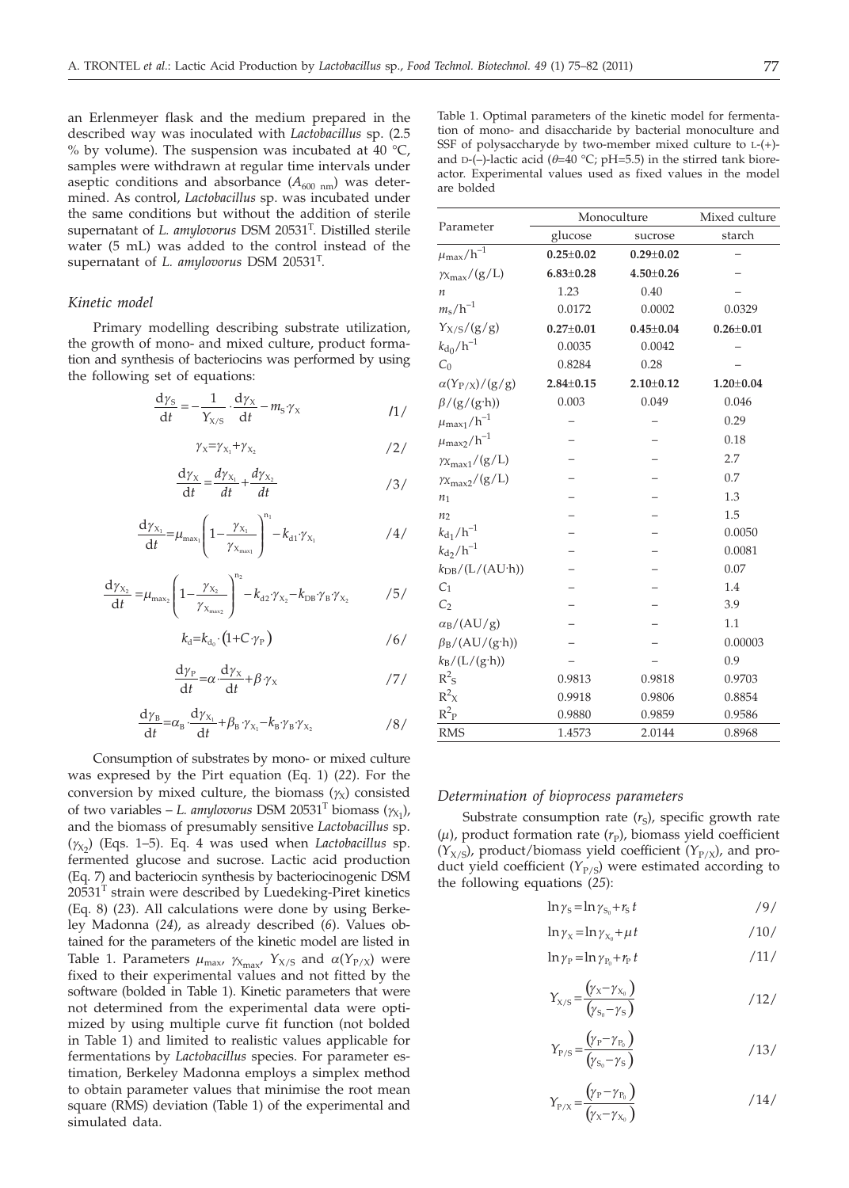an Erlenmeyer flask and the medium prepared in the described way was inoculated with *Lactobacillus* sp. (2.5 % by volume). The suspension was incubated at 40 °C, samples were withdrawn at regular time intervals under aseptic conditions and absorbance ($A_{600\ nm}$) was determined. As control, *Lactobacillus* sp. was incubated under the same conditions but without the addition of sterile supernatant of *L. amylovorus* DSM 20531$^T$. Distilled sterile water (5 mL) was added to the control instead of the supernatant of *L. amylovorus* DSM 20531$^T$.

### Kinetic model

Primary modelling describing substrate utilization, the growth of mono- and mixed culture, product formation and synthesis of bacteriocins was performed by using the following set of equations:

$$\frac{d\gamma_S}{dt} = -\frac{1}{Y_{X/S}} \cdot \frac{d\gamma_X}{dt} - m_S \cdot \gamma_X \qquad /1/$$

$$\gamma_X = \gamma_{X_1} + \gamma_{X_2} \qquad /2/$$

$$\frac{d\gamma_X}{dt} = \frac{d\gamma_{X_1}}{dt} + \frac{d\gamma_{X_2}}{dt} \qquad /3/$$

$$\frac{d\gamma_{X_1}}{dt} = \mu_{max_1}\left(1 - \frac{\gamma_{X_1}}{\gamma_{X_{max1}}}\right)^{n_1} - k_{d1} \cdot \gamma_{X_1} \qquad /4/$$

$$\frac{d\gamma_{X_2}}{dt} = \mu_{max_2}\left(1 - \frac{\gamma_{X_2}}{\gamma_{X_{max2}}}\right)^{n_2} - k_{d2} \cdot \gamma_{X_2} - k_{DB} \cdot \gamma_B \cdot \gamma_{X_2} \qquad /5/$$

$$k_d = k_{d_0} \cdot \left(1 + C \cdot \gamma_P\right) \qquad /6/$$

$$\frac{d\gamma_P}{dt} = \alpha \cdot \frac{d\gamma_X}{dt} + \beta \cdot \gamma_X \qquad /7/$$

$$\frac{d\gamma_B}{dt} = \alpha_B \cdot \frac{d\gamma_{X_1}}{dt} + \beta_B \cdot \gamma_{X_1} - k_B \cdot \gamma_B \cdot \gamma_{X_2} \qquad /8/$$

Consumption of substrates by mono- or mixed culture was expressed by the Pirt equation (Eq. 1) (*22*). For the conversion by mixed culture, the biomass ($\gamma_X$) consisted of two variables – *L. amylovorus* DSM 20531$^T$ biomass ($\gamma_{X_1}$), and the biomass of presumably sensitive *Lactobacillus* sp. ($\gamma_{X_2}$) (Eqs. 1–5). Eq. 4 was used when *Lactobacillus* sp. fermented glucose and sucrose. Lactic acid production (Eq. 7) and bacteriocin synthesis by bacteriocinogenic DSM 20531$^T$ strain were described by Luedeking-Piret kinetics (Eq. 8) (*23*). All calculations were done by using Berkeley Madonna (*24*), as already described (*6*). Values obtained for the parameters of the kinetic model are listed in Table 1. Parameters $\mu_{max}$, $\gamma_{X_{max}}$, $Y_{X/S}$ and $\alpha(Y_{P/X})$ were fixed to their experimental values and not fitted by the software (bolded in Table 1). Kinetic parameters that were not determined from the experimental data were optimized by using multiple curve fit function (not bolded in Table 1) and limited to realistic values applicable for fermentations by *Lactobacillus* species. For parameter estimation, Berkeley Madonna employs a simplex method to obtain parameter values that minimise the root mean square (RMS) deviation (Table 1) of the experimental and simulated data.

Table 1. Optimal parameters of the kinetic model for fermentation of mono- and disaccharide by bacterial monoculture and SSF of polysaccharyde by two-member mixed culture to L-(+)- and D-(–)-lactic acid ($\theta$=40 °C; pH=5.5) in the stirred tank bioreactor. Experimental values used as fixed values in the model are bolded

| Parameter | Monoculture | | Mixed culture |
|---|---|---|---|
| | glucose | sucrose | starch |
| $\mu_{max}/h^{-1}$ | **0.25±0.02** | **0.29±0.02** | – |
| $\gamma_{X_{max}}/(g/L)$ | **6.83±0.28** | **4.50±0.26** | – |
| $n$ | 1.23 | 0.40 | – |
| $m_S/h^{-1}$ | 0.0172 | 0.0002 | 0.0329 |
| $Y_{X/S}/(g/g)$ | **0.27±0.01** | **0.45±0.04** | **0.26±0.01** |
| $k_{d_0}/h^{-1}$ | 0.0035 | 0.0042 | – |
| $C_0$ | 0.8284 | 0.28 | – |
| $\alpha(Y_{P/X})/(g/g)$ | **2.84±0.15** | **2.10±0.12** | **1.20±0.04** |
| $\beta/(g/(g \cdot h))$ | 0.003 | 0.049 | 0.046 |
| $\mu_{max1}/h^{-1}$ | – | – | 0.29 |
| $\mu_{max2}/h^{-1}$ | – | – | 0.18 |
| $\gamma_{X_{max1}}/(g/L)$ | – | – | 2.7 |
| $\gamma_{X_{max2}}/(g/L)$ | – | – | 0.7 |
| $n_1$ | – | – | 1.3 |
| $n_2$ | – | – | 1.5 |
| $k_{d_1}/h^{-1}$ | – | – | 0.0050 |
| $k_{d_2}/h^{-1}$ | – | – | 0.0081 |
| $k_{DB}/(L/(AU \cdot h))$ | – | – | 0.07 |
| $C_1$ | – | – | 1.4 |
| $C_2$ | – | – | 3.9 |
| $\alpha_B/(AU/g)$ | – | – | 1.1 |
| $\beta_B/(AU/(g \cdot h))$ | – | – | 0.00003 |
| $k_B/(L/(g \cdot h))$ | – | – | 0.9 |
| $R^2_S$ | 0.9813 | 0.9818 | 0.9703 |
| $R^2_X$ | 0.9918 | 0.9806 | 0.8854 |
| $R^2_P$ | 0.9880 | 0.9859 | 0.9586 |
| RMS | 1.4573 | 2.0144 | 0.8968 |

### Determination of bioprocess parameters

Substrate consumption rate ($r_S$), specific growth rate ($\mu$), product formation rate ($r_P$), biomass yield coefficient ($Y_{X/S}$), product/biomass yield coefficient ($Y_{P/X}$), and product yield coefficient ($Y_{P/S}$) were estimated according to the following equations (*25*):

$$\ln\gamma_S = \ln\gamma_{S_0} + r_S\, t \qquad /9/$$

$$\ln\gamma_X = \ln\gamma_{X_0} + \mu\, t \qquad /10/$$

$$\ln\gamma_P = \ln\gamma_{P_0} + r_P\, t \qquad /11/$$

$$Y_{X/S} = \frac{\left(\gamma_X - \gamma_{X_0}\right)}{\left(\gamma_{S_0} - \gamma_S\right)} \qquad /12/$$

$$Y_{P/S} = \frac{\left(\gamma_P - \gamma_{P_0}\right)}{\left(\gamma_{S_0} - \gamma_S\right)} \qquad /13/$$

$$Y_{P/X} = \frac{\left(\gamma_P - \gamma_{P_0}\right)}{\left(\gamma_X - \gamma_{X_0}\right)} \qquad /14/$$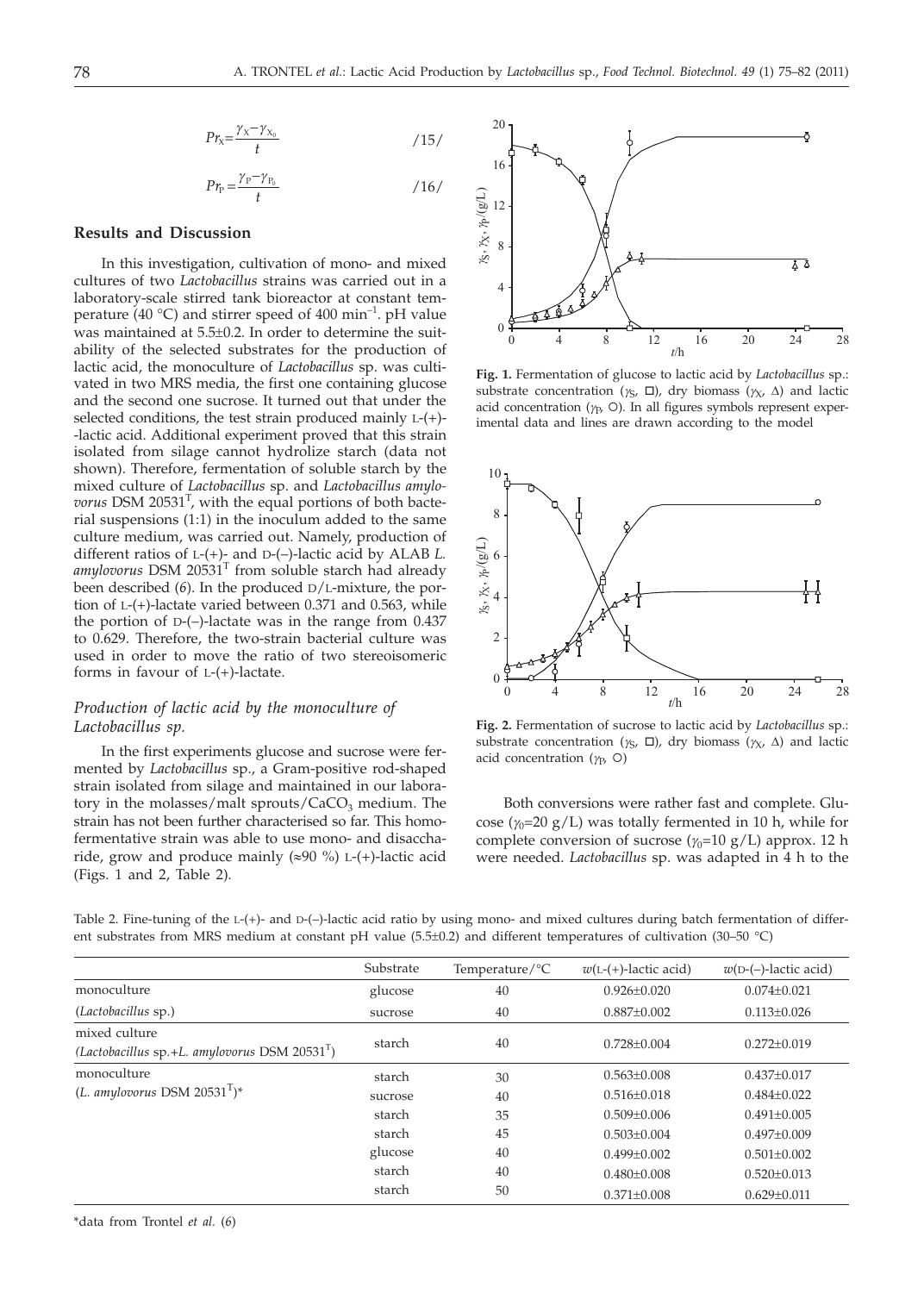$$Pr_X = \frac{\gamma_X - \gamma_{X_0}}{t} \qquad /15/$$

$$Pr_P = \frac{\gamma_P - \gamma_{P_0}}{t} \qquad /16/$$

## Results and Discussion

In this investigation, cultivation of mono- and mixed cultures of two *Lactobacillus* strains was carried out in a laboratory-scale stirred tank bioreactor at constant temperature (40 °C) and stirrer speed of 400 min$^{-1}$. pH value was maintained at 5.5±0.2. In order to determine the suitability of the selected substrates for the production of lactic acid, the monoculture of *Lactobacillus* sp. was cultivated in two MRS media, the first one containing glucose and the second one sucrose. It turned out that under the selected conditions, the test strain produced mainly L-(+)-lactic acid. Additional experiment proved that this strain isolated from silage cannot hydrolize starch (data not shown). Therefore, fermentation of soluble starch by the mixed culture of *Lactobacillus* sp. and *Lactobacillus amylovorus* DSM 20531$^T$, with the equal portions of both bacterial suspensions (1:1) in the inoculum added to the same culture medium, was carried out. Namely, production of different ratios of L-(+)- and D-(–)-lactic acid by ALAB *L. amylovorus* DSM 20531$^T$ from soluble starch had already been described (*6*). In the produced D/L-mixture, the portion of L-(+)-lactate varied between 0.371 and 0.563, while the portion of D-(–)-lactate was in the range from 0.437 to 0.629. Therefore, the two-strain bacterial culture was used in order to move the ratio of two stereoisomeric forms in favour of L-(+)-lactate.

### *Production of lactic acid by the monoculture of Lactobacillus sp.*

In the first experiments glucose and sucrose were fermented by *Lactobacillus* sp., a Gram-positive rod-shaped strain isolated from silage and maintained in our laboratory in the molasses/malt sprouts/$CaCO_3$ medium. This strain has not been further characterised so far. This homofermentative strain was able to use mono- and disaccharide, grow and produce mainly (≈90 %) L-(+)-lactic acid (Figs. 1 and 2, Table 2).

**Fig. 1.** Fermentation of glucose to lactic acid by *Lactobacillus* sp.: substrate concentration ($\gamma_S$, □), dry biomass ($\gamma_X$, Δ) and lactic acid concentration ($\gamma_P$, ○). In all figures symbols represent experimental data and lines are drawn according to the model

**Fig. 2.** Fermentation of sucrose to lactic acid by *Lactobacillus* sp.: substrate concentration ($\gamma_S$, □), dry biomass ($\gamma_X$, Δ) and lactic acid concentration ($\gamma_P$, ○)

Both conversions were rather fast and complete. Glucose ($\gamma_0$=20 g/L) was totally fermented in 10 h, while for complete conversion of sucrose ($\gamma_0$=10 g/L) approx. 12 h were needed. *Lactobacillus* sp. was adapted in 4 h to the

Table 2. Fine-tuning of the L-(+)- and D-(–)-lactic acid ratio by using mono- and mixed cultures during batch fermentation of different substrates from MRS medium at constant pH value (5.5±0.2) and different temperatures of cultivation (30–50 °C)

| | Substrate | Temperature/°C | $w$(L-(+)-lactic acid) | $w$(D-(–)-lactic acid) |
|---|---|---|---|---|
| monoculture | glucose | 40 | 0.926±0.020 | 0.074±0.021 |
| (*Lactobacillus* sp.) | sucrose | 40 | 0.887±0.002 | 0.113±0.026 |
| mixed culture (*Lactobacillus* sp.+*L. amylovorus* DSM 20531$^T$) | starch | 40 | 0.728±0.004 | 0.272±0.019 |
| monoculture | starch | 30 | 0.563±0.008 | 0.437±0.017 |
| (*L. amylovorus* DSM 20531$^T$)* | sucrose | 40 | 0.516±0.018 | 0.484±0.022 |
| | starch | 35 | 0.509±0.006 | 0.491±0.005 |
| | starch | 45 | 0.503±0.004 | 0.497±0.009 |
| | glucose | 40 | 0.499±0.002 | 0.501±0.002 |
| | starch | 40 | 0.480±0.008 | 0.520±0.013 |
| | starch | 50 | 0.371±0.008 | 0.629±0.011 |

*data from Trontel *et al.* (*6*)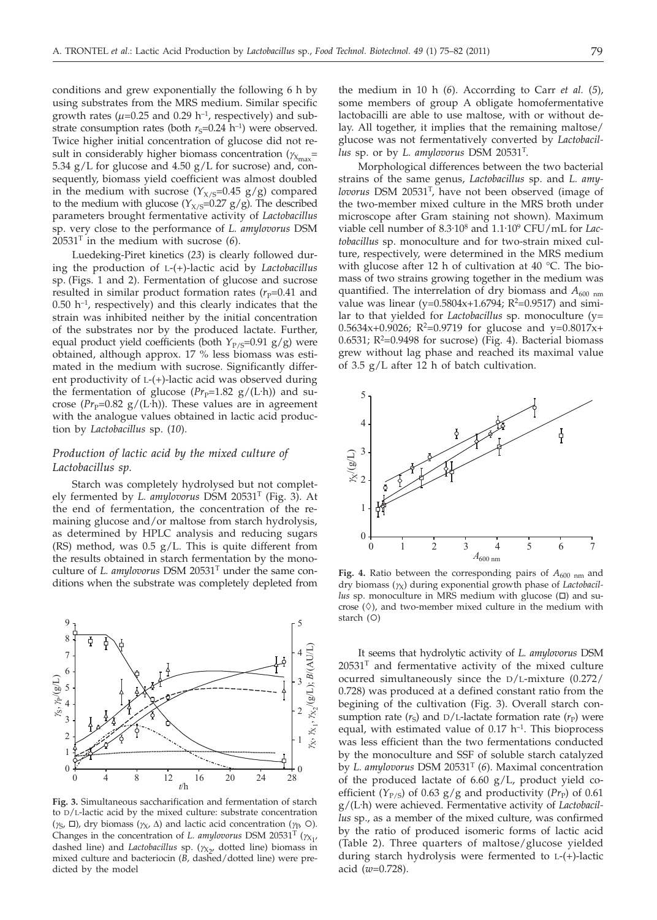conditions and grew exponentially the following 6 h by using substrates from the MRS medium. Similar specific growth rates ($\mu$=0.25 and 0.29 $h^{-1}$, respectively) and substrate consumption rates (both $r_S$=0.24 $h^{-1}$) were observed. Twice higher initial concentration of glucose did not result in considerably higher biomass concentration ($\gamma_{X_{max}}$= 5.34 g/L for glucose and 4.50 g/L for sucrose) and, consequently, biomass yield coefficient was almost doubled in the medium with sucrose ($Y_{X/S}$=0.45 g/g) compared to the medium with glucose ($Y_{X/S}$=0.27 g/g). The described parameters brought fermentative activity of *Lactobacillus* sp. very close to the performance of *L. amylovorus* DSM 20531$^T$ in the medium with sucrose (*6*).

Luedeking-Piret kinetics (*23*) is clearly followed during the production of L-(+)-lactic acid by *Lactobacillus* sp. (Figs. 1 and 2). Fermentation of glucose and sucrose resulted in similar product formation rates ($r_P$=0.41 and 0.50 $h^{-1}$, respectively) and this clearly indicates that the strain was inhibited neither by the initial concentration of the substrates nor by the produced lactate. Further, equal product yield coefficients (both $Y_{P/S}$=0.91 g/g) were obtained, although approx. 17 % less biomass was estimated in the medium with sucrose. Significantly different productivity of L-(+)-lactic acid was observed during the fermentation of glucose ($Pr_P$=1.82 g/(L·h)) and sucrose ($Pr_P$=0.82 g/(L·h)). These values are in agreement with the analogue values obtained in lactic acid production by *Lactobacillus* sp. (*10*).

### *Production of lactic acid by the mixed culture of Lactobacillus sp.*

Starch was completely hydrolysed but not completely fermented by *L. amylovorus* DSM 20531$^T$ (Fig. 3). At the end of fermentation, the concentration of the remaining glucose and/or maltose from starch hydrolysis, as determined by HPLC analysis and reducing sugars (RS) method, was 0.5 g/L. This is quite different from the results obtained in starch fermentation by the monoculture of *L. amylovorus* DSM 20531$^T$ under the same conditions when the substrate was completely depleted from the medium in 10 h (*6*). Accorrding to Carr *et al.* (*5*), some members of group A obligate homofermentative lactobacilli are able to use maltose, with or without delay. All together, it implies that the remaining maltose/glucose was not fermentatively converted by *Lactobacillus* sp. or by *L. amylovorus* DSM 20531$^T$.

**Fig. 3.** Simultaneous saccharification and fermentation of starch to D/L-lactic acid by the mixed culture: substrate concentration ($\gamma_S$, □), dry biomass ($\gamma_X$, Δ) and lactic acid concentration ($\gamma_P$, ○). Changes in the concentration of *L. amylovorus* DSM 20531$^T$ ($\gamma_{X_1}$, dashed line) and *Lactobacillus* sp. ($\gamma_{X_2}$, dotted line) biomass in mixed culture and bacteriocin (*B*, dashed/dotted line) were predicted by the model

Morphological differences between the two bacterial strains of the same genus, *Lactobacillus* sp. and *L. amylovorus* DSM 20531$^T$, have not been observed (image of the two-member mixed culture in the MRS broth under microscope after Gram staining not shown). Maximum viable cell number of 8.3·10$^8$ and 1.1·10$^9$ CFU/mL for *Lactobacillus* sp. monoculture and for two-strain mixed culture, respectively, were determined in the MRS medium with glucose after 12 h of cultivation at 40 °C. The biomass of two strains growing together in the medium was quantified. The interrelation of dry biomass and $A_{600\ nm}$ value was linear (y=0.5804x+1.6794; $R^2$=0.9517) and similar to that yielded for *Lactobacillus* sp. monoculture (y= 0.5634x+0.9026; $R^2$=0.9719 for glucose and y=0.8017x+ 0.6531; $R^2$=0.9498 for sucrose) (Fig. 4). Bacterial biomass grew without lag phase and reached its maximal value of 3.5 g/L after 12 h of batch cultivation.

**Fig. 4.** Ratio between the corresponding pairs of $A_{600\ nm}$ and dry biomass ($\gamma_X$) during exponential growth phase of *Lactobacillus* sp. monoculture in MRS medium with glucose (□) and sucrose (◇), and two-member mixed culture in the medium with starch (○)

It seems that hydrolytic activity of *L. amylovorus* DSM 20531$^T$ and fermentative activity of the mixed culture ocurred simultaneously since the D/L-mixture (0.272/0.728) was produced at a defined constant ratio from the begining of the cultivation (Fig. 3). Overall starch consumption rate ($r_S$) and D/L-lactate formation rate ($r_P$) were equal, with estimated value of 0.17 $h^{-1}$. This bioprocess was less efficient than the two fermentations conducted by the monoculture and SSF of soluble starch catalyzed by *L. amylovorus* DSM 20531$^T$ (*6*). Maximal concentration of the produced lactate of 6.60 g/L, product yield coefficient ($Y_{P/S}$) of 0.63 g/g and productivity ($Pr_P$) of 0.61 g/(L·h) were achieved. Fermentative activity of *Lactobacillus* sp., as a member of the mixed culture, was confirmed by the ratio of produced isomeric forms of lactic acid (Table 2). Three quarters of maltose/glucose yielded during starch hydrolysis were fermented to L-(+)-lactic acid ($w$=0.728).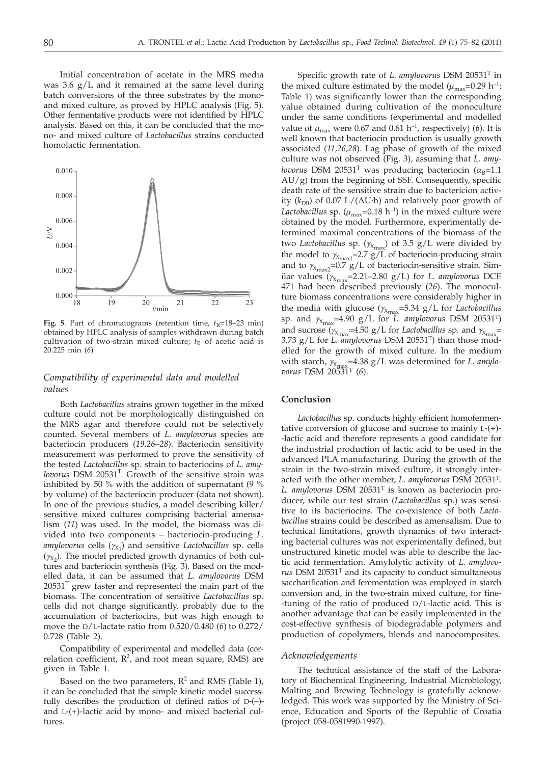Initial concentration of acetate in the MRS media was 3.6 g/L and it remained at the same level during batch conversions of the three substrates by the mono- and mixed culture, as proved by HPLC analysis (Fig. 5). Other fermentative products were not identified by HPLC analysis. Based on this, it can be concluded that the mono- and mixed culture of *Lactobacillus* strains conducted homolactic fermentation.

**Fig. 5**. Part of chromatograms (retention time, $t_R$=18–23 min) obtained by HPLC analysis of samples withdrawn during batch cultivation of two-strain mixed culture; $t_R$ of acetic acid is 20.225 min (*6*)

### *Compatibility of experimental data and modelled values*

Both *Lactobacillus* strains grown together in the mixed culture could not be morphologically distinguished on the MRS agar and therefore could not be selectively counted. Several members of *L. amylovorus* species are bacteriocin producers (*19,26–28*). Bacteriocin sensitivity measurement was performed to prove the sensitivity of the tested *Lactobacillus* sp. strain to bacteriocins of *L. amylovorus* DSM 20531[T]. Growth of the sensitive strain was inhibited by 50 % with the addition of supernatant (9 % by volume) of the bacteriocin producer (data not shown). In one of the previous studies, a model describing killer/sensitive mixed cultures comprising bacterial amensalism (*11*) was used. In the model, the biomass was divided into two components – bacteriocin-producing *L. amylovorus* cells ($\gamma_{X_1}$) and sensitive *Lactobacillus* sp. cells ($\gamma_{X_2}$). The model predicted growth dynamics of both cultures and bacteriocin synthesis (Fig. 3). Based on the modelled data, it can be assumed that *L. amylovorus* DSM 20531[T] grew faster and represented the main part of the biomass. The concentration of sensitive *Lactobacillus* sp. cells did not change significantly, probably due to the accumulation of bacteriocins, but was high enough to move the D/L-lactate ratio from 0.520/0.480 (*6*) to 0.272/0.728 (Table 2).

Compatibility of experimental and modelled data (correlation coefficient, $R^2$, and root mean square, RMS) are given in Table 1.

Based on the two parameters, $R^2$ and RMS (Table 1), it can be concluded that the simple kinetic model successfully describes the production of defined ratios of D-(–)- and L-(+)-lactic acid by mono- and mixed bacterial cultures.

Specific growth rate of *L. amylovorus* DSM 20531[T] in the mixed culture estimated by the model ($\mu_{max}$=0.29 h$^{-1}$; Table 1) was significantly lower than the corresponding value obtained during cultivation of the monoculture under the same conditions (experimental and modelled value of $\mu_{max}$ were 0.67 and 0.61 h$^{-1}$, respectively) (*6*). It is well known that bacteriocin production is usually growth associated (*11,26,28*). Lag phase of growth of the mixed culture was not observed (Fig. 3), assuming that *L. amylovorus* DSM 20531[T] was producing bacteriocin ($\alpha_B$=1.1 AU/g) from the beginning of SSF. Consequently, specific death rate of the sensitive strain due to bactericion activity ($k_{DB}$) of 0.07 L/(AU·h) and relatively poor growth of *Lactobacillus* sp. ($\mu_{max}$=0.18 h$^{-1}$) in the mixed culture were obtained by the model. Furthermore, experimentally determined maximal concentrations of the biomass of the two *Lactobacillus* sp. ($\gamma_{X_{max}}$) of 3.5 g/L were divided by the model to $\gamma_{X_{max1}}$=2.7 g/L of bacteriocin-producing strain and to $\gamma_{X_{max2}}$=0.7 g/L of bacteriocin-sensitive strain. Similar values ($\gamma_{X_{max}}$=2.21–2.80 g/L) for *L. amylovorus* DCE 471 had been described previously (*26*). The monoculture biomass concentrations were considerably higher in the media with glucose ($\gamma_{X_{max}}$=5.34 g/L for *Lactobacillus* sp. and $\gamma_{X_{max}}$=4.90 g/L for *L. amylovorus* DSM 20531[T]) and sucrose ($\gamma_{X_{max}}$=4.50 g/L for *Lactobacillus* sp. and $\gamma_{X_{max}}$=3.73 g/L for *L. amylovorus* DSM 20531[T]) than those modelled for the growth of mixed culture. In the medium with starch, $\gamma_{X_{max}}$=4.38 g/L was determined for *L. amylovorus* DSM 20531[T] (*6*).

## Conclusion

*Lactobacillus* sp. conducts highly efficient homofermentative conversion of glucose and sucrose to mainly L-(+)-lactic acid and therefore represents a good candidate for the industrial production of lactic acid to be used in the advanced PLA manufacturing. During the growth of the strain in the two-strain mixed culture, it strongly interacted with the other member, *L. amylovorus* DSM 20531[T]. *L. amylovorus* DSM 20531[T] is known as bacteriocin producer, while our test strain (*Lactobacillus* sp.) was sensitive to its bacteriocins. The co-existence of both *Lactobacillus* strains could be described as amensalism. Due to technical limitations, growth dynamics of two interacting bacterial cultures was not experimentally defined, but unstructured kinetic model was able to describe the lactic acid fermentation. Amylolytic activity of *L. amylovorus* DSM 20531[T] and its capacity to conduct simultaneous saccharification and ferementation was employed in starch conversion and, in the two-strain mixed culture, for fine-tuning of the ratio of produced D/L-lactic acid. This is another advantage that can be easily implemented in the cost-effective synthesis of biodegradable polymers and production of copolymers, blends and nanocomposites.

### *Acknowledgements*

The technical assistance of the staff of the Laboratory of Biochemical Engineering, Industrial Microbiology, Malting and Brewing Technology is gratefully acknowledged. This work was supported by the Ministry of Science, Education and Sports of the Republic of Croatia (project 058-0581990-1997).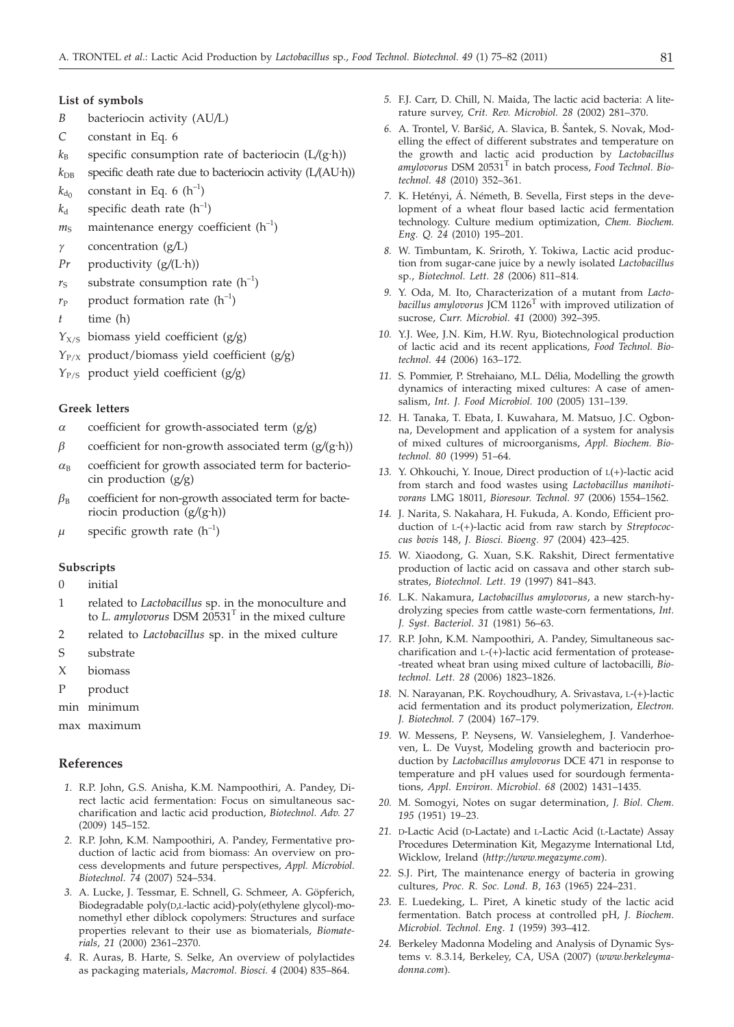### List of symbols

- $B$ bacteriocin activity (AU/L)
- $C$ constant in Eq. 6
- $k_B$ specific consumption rate of bacteriocin (L/(g·h))
- $k_{DB}$ specific death rate due to bacteriocin activity (L/(AU·h))
- $k_{d_0}$ constant in Eq. 6 ($h^{-1}$)
- $k_d$ specific death rate ($h^{-1}$)
- $m_S$ maintenance energy coefficient ($h^{-1}$)
- $\gamma$ concentration (g/L)
- $Pr$ productivity (g/(L·h))
- $r_S$ substrate consumption rate ($h^{-1}$)
- $r_P$ product formation rate ($h^{-1}$)
- $t$ time (h)
- $Y_{X/S}$ biomass yield coefficient (g/g)
- $Y_{P/X}$ product/biomass yield coefficient (g/g)
- $Y_{P/S}$ product yield coefficient (g/g)

### Greek letters

- $\alpha$ coefficient for growth-associated term (g/g)
- $\beta$ coefficient for non-growth associated term (g/(g·h))
- $\alpha_B$ coefficient for growth associated term for bacteriocin production (g/g)
- $\beta_B$ coefficient for non-growth associated term for bacteriocin production (g/(g·h))
- $\mu$ specific growth rate ($h^{-1}$)

### Subscripts

- 0 initial
- 1 related to *Lactobacillus* sp. in the monoculture and to *L. amylovorus* DSM 20531$^T$ in the mixed culture
- 2 related to *Lactobacillus* sp. in the mixed culture
- S substrate
- X biomass
- P product
- min minimum
- max maximum

## References

1. R.P. John, G.S. Anisha, K.M. Nampoothiri, A. Pandey, Direct lactic acid fermentation: Focus on simultaneous saccharification and lactic acid production, *Biotechnol. Adv. 27* (2009) 145–152.
2. R.P. John, K.M. Nampoothiri, A. Pandey, Fermentative production of lactic acid from biomass: An overview on process developments and future perspectives, *Appl. Microbiol. Biotechnol. 74* (2007) 524–534.
3. A. Lucke, J. Tessmar, E. Schnell, G. Schmeer, A. Göpferich, Biodegradable poly(D,L-lactic acid)-poly(ethylene glycol)-monomethyl ether diblock copolymers: Structures and surface properties relevant to their use as biomaterials, *Biomaterials, 21* (2000) 2361–2370.
4. R. Auras, B. Harte, S. Selke, An overview of polylactides as packaging materials, *Macromol. Biosci. 4* (2004) 835–864.
5. F.J. Carr, D. Chill, N. Maida, The lactic acid bacteria: A literature survey, *Crit. Rev. Microbiol. 28* (2002) 281–370.
6. A. Trontel, V. Baršić, A. Slavica, B. Šantek, S. Novak, Modelling the effect of different substrates and temperature on the growth and lactic acid production by *Lactobacillus amylovorus* DSM 20531$^T$ in batch process, *Food Technol. Biotechnol. 48* (2010) 352–361.
7. K. Hetényi, Á. Németh, B. Sevella, First steps in the development of a wheat flour based lactic acid fermentation technology. Culture medium optimization, *Chem. Biochem. Eng. Q. 24* (2010) 195–201.
8. W. Timbuntam, K. Sriroth, Y. Tokiwa, Lactic acid production from sugar-cane juice by a newly isolated *Lactobacillus* sp., *Biotechnol. Lett. 28* (2006) 811–814.
9. Y. Oda, M. Ito, Characterization of a mutant from *Lactobacillus amylovorus* JCM 1126$^T$ with improved utilization of sucrose, *Curr. Microbiol. 41* (2000) 392–395.
10. Y.J. Wee, J.N. Kim, H.W. Ryu, Biotechnological production of lactic acid and its recent applications, *Food Technol. Biotechnol. 44* (2006) 163–172.
11. S. Pommier, P. Strehaiano, M.L. Délia, Modelling the growth dynamics of interacting mixed cultures: A case of amensalism, *Int. J. Food Microbiol. 100* (2005) 131–139.
12. H. Tanaka, T. Ebata, I. Kuwahara, M. Matsuo, J.C. Ogbonna, Development and application of a system for analysis of mixed cultures of microorganisms, *Appl. Biochem. Biotechnol. 80* (1999) 51–64.
13. Y. Ohkouchi, Y. Inoue, Direct production of L(+)-lactic acid from starch and food wastes using *Lactobacillus manihotivorans* LMG 18011, *Bioresour. Technol. 97* (2006) 1554–1562.
14. J. Narita, S. Nakahara, H. Fukuda, A. Kondo, Efficient production of L-(+)-lactic acid from raw starch by *Streptococcus bovis* 148, *J. Biosci. Bioeng. 97* (2004) 423–425.
15. W. Xiaodong, G. Xuan, S.K. Rakshit, Direct fermentative production of lactic acid on cassava and other starch substrates, *Biotechnol. Lett. 19* (1997) 841–843.
16. L.K. Nakamura, *Lactobacillus amylovorus*, a new starch-hydrolyzing species from cattle waste-corn fermentations, *Int. J. Syst. Bacteriol. 31* (1981) 56–63.
17. R.P. John, K.M. Nampoothiri, A. Pandey, Simultaneous saccharification and L-(+)-lactic acid fermentation of protease-treated wheat bran using mixed culture of lactobacilli, *Biotechnol. Lett. 28* (2006) 1823–1826.
18. N. Narayanan, P.K. Roychoudhury, A. Srivastava, L-(+)-lactic acid fermentation and its product polymerization, *Electron. J. Biotechnol. 7* (2004) 167–179.
19. W. Messens, P. Neysens, W. Vansieleghem, J. Vanderhoeven, L. De Vuyst, Modeling growth and bacteriocin production by *Lactobacillus amylovorus* DCE 471 in response to temperature and pH values used for sourdough fermentations, *Appl. Environ. Microbiol. 68* (2002) 1431–1435.
20. M. Somogyi, Notes on sugar determination, *J. Biol. Chem. 195* (1951) 19–23.
21. D-Lactic Acid (D-Lactate) and L-Lactic Acid (L-Lactate) Assay Procedures Determination Kit, Megazyme International Ltd, Wicklow, Ireland (*http://www.megazyme.com*).
22. S.J. Pirt, The maintenance energy of bacteria in growing cultures, *Proc. R. Soc. Lond. B, 163* (1965) 224–231.
23. E. Luedeking, L. Piret, A kinetic study of the lactic acid fermentation. Batch process at controlled pH, *J. Biochem. Microbiol. Technol. Eng. 1* (1959) 393–412.
24. Berkeley Madonna Modeling and Analysis of Dynamic Systems v. 8.3.14, Berkeley, CA, USA (2007) (*www.berkeleymadonna.com*).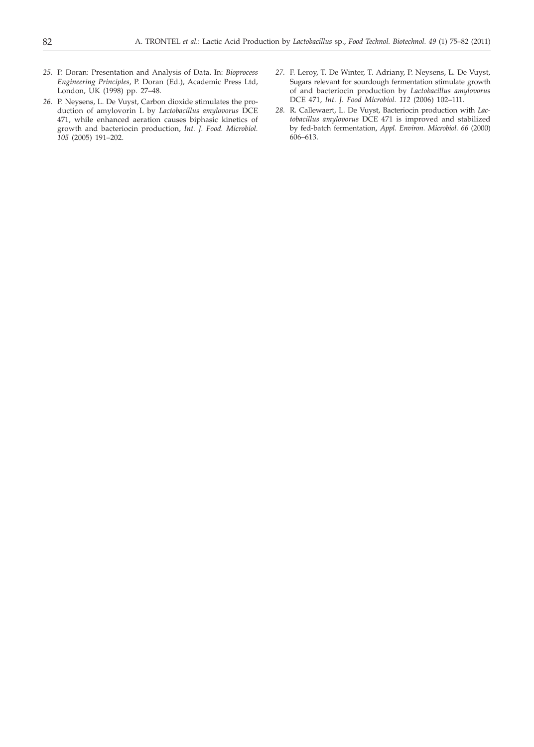*25.* P. Doran: Presentation and Analysis of Data. In: *Bioprocess Engineering Principles*, P. Doran (Ed.), Academic Press Ltd, London, UK (1998) pp. 27–48.

*26.* P. Neysens, L. De Vuyst, Carbon dioxide stimulates the production of amylovorin L by *Lactobacillus amylovorus* DCE 471, while enhanced aeration causes biphasic kinetics of growth and bacteriocin production, *Int. J. Food. Microbiol. 105* (2005) 191–202.

*27.* F. Leroy, T. De Winter, T. Adriany, P. Neysens, L. De Vuyst, Sugars relevant for sourdough fermentation stimulate growth of and bacteriocin production by *Lactobacillus amylovorus* DCE 471, *Int. J. Food Microbiol. 112* (2006) 102–111.

*28.* R. Callewaert, L. De Vuyst, Bacteriocin production with *Lactobacillus amylovorus* DCE 471 is improved and stabilized by fed-batch fermentation, *Appl. Environ. Microbiol. 66* (2000) 606–613.